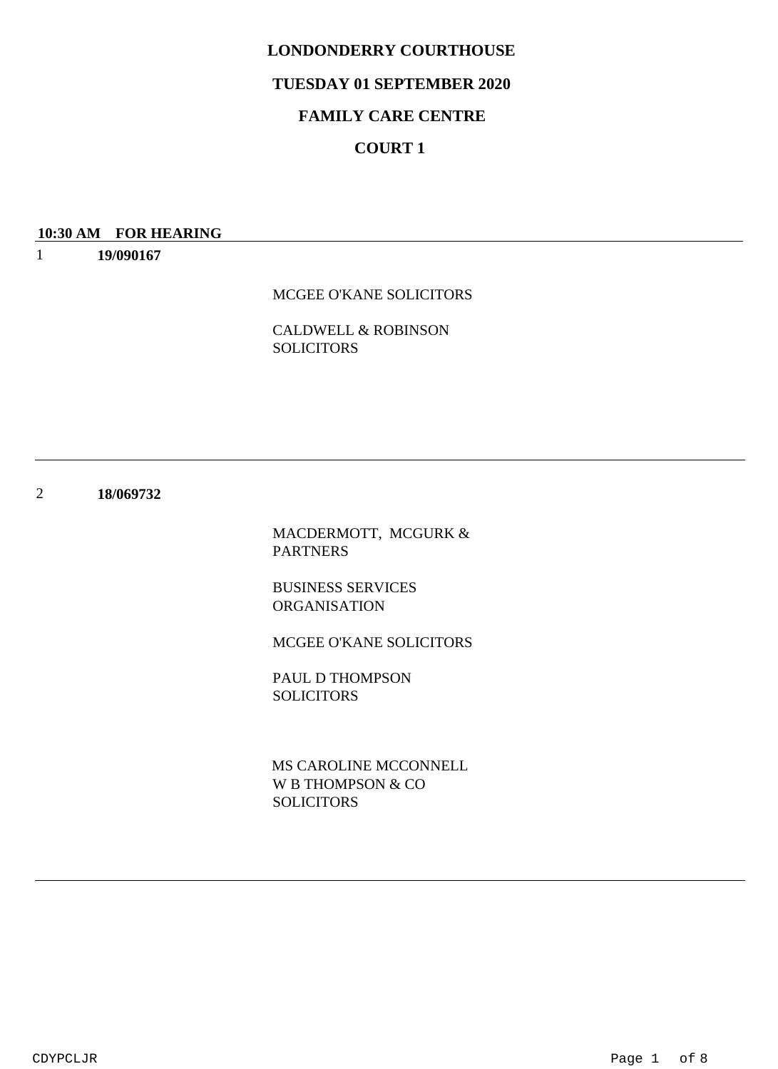# LONDONDERRY COURTHOUSE

## TUESDAY 01 SEPTEMBER 2020

## FAMILY CARE CENTRE

## COURT 1

**10:30 AM FOR HEARING**

1 **19/090167**

MCGEE O'KANE SOLICITORS

CALDWELL & ROBINSON SOLICITORS

---

2 **18/069732**

MACDERMOTT, MCGURK & PARTNERS

BUSINESS SERVICES ORGANISATION

MCGEE O'KANE SOLICITORS

PAUL D THOMPSON SOLICITORS

MS CAROLINE MCCONNELL
W B THOMPSON & CO SOLICITORS

---

CDYPCLJR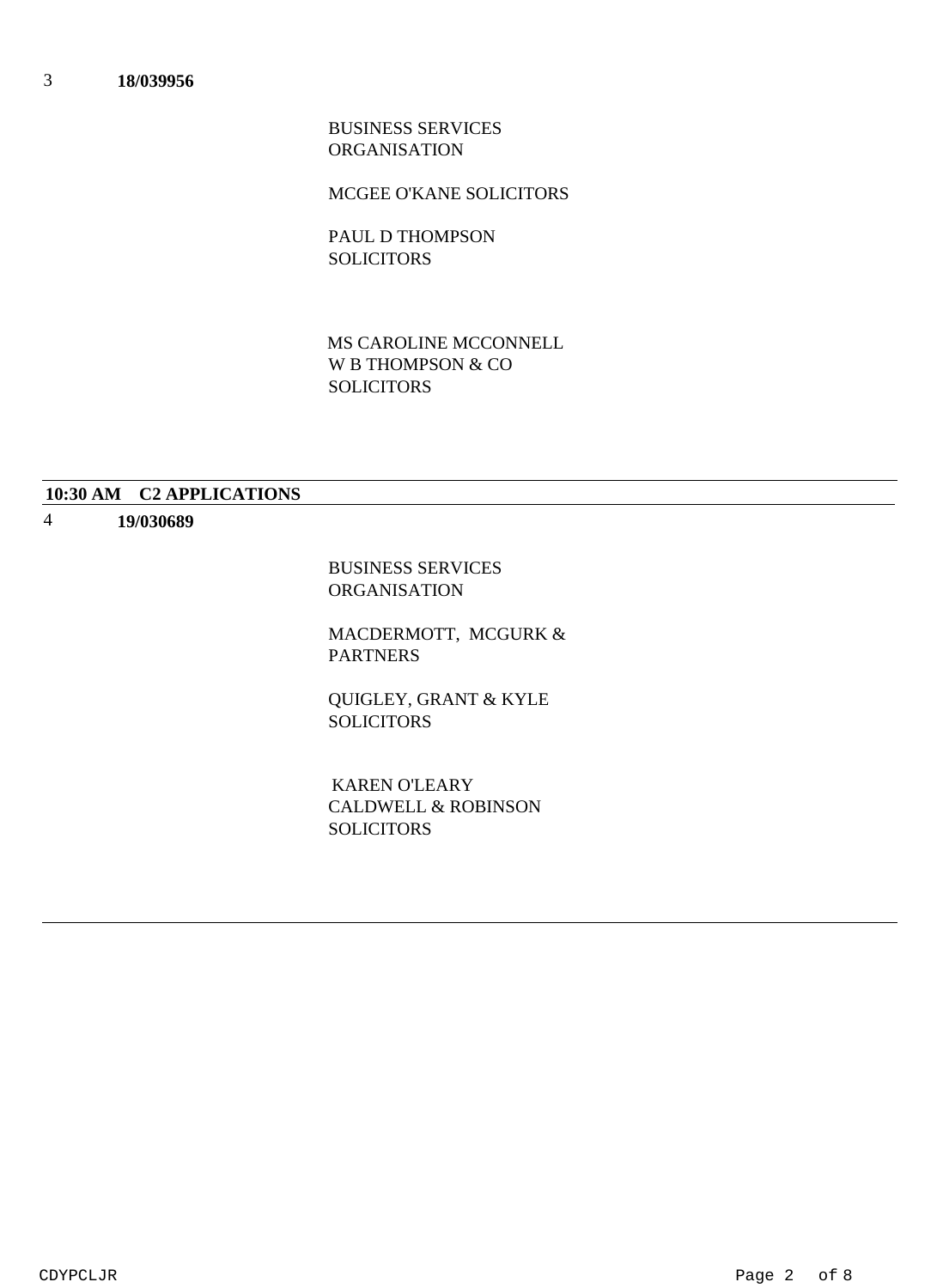3 **18/039956**

BUSINESS SERVICES ORGANISATION

MCGEE O'KANE SOLICITORS

PAUL D THOMPSON SOLICITORS

MS CAROLINE MCCONNELL
W B THOMPSON & CO SOLICITORS

---

**10:30 AM C2 APPLICATIONS**

---

4 **19/030689**

BUSINESS SERVICES ORGANISATION

MACDERMOTT, MCGURK & PARTNERS

QUIGLEY, GRANT & KYLE SOLICITORS

KAREN O'LEARY
CALDWELL & ROBINSON SOLICITORS

---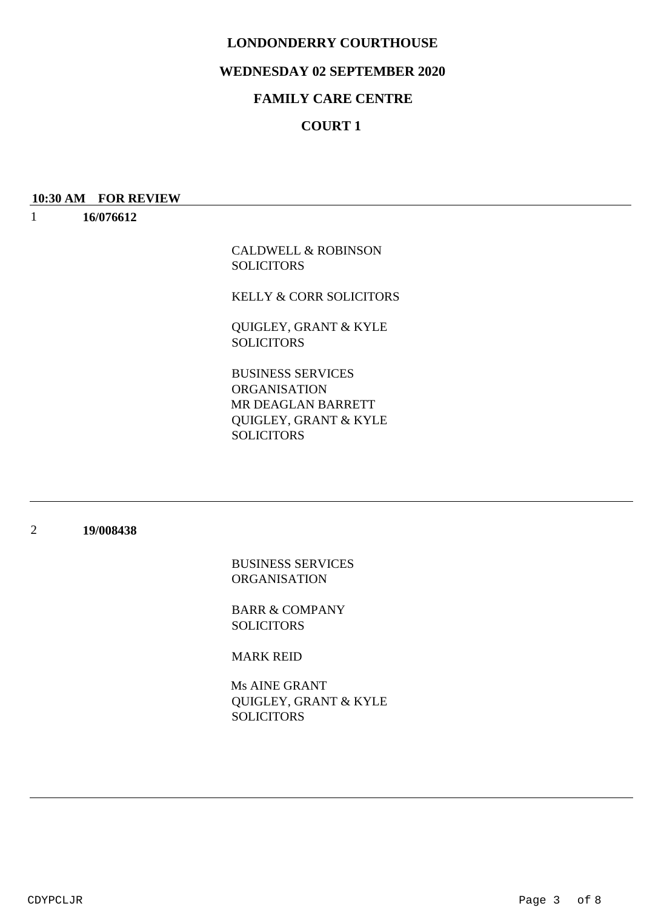**LONDONDERRY COURTHOUSE**

**WEDNESDAY 02 SEPTEMBER 2020**

**FAMILY CARE CENTRE**

**COURT 1**

**10:30 AM FOR REVIEW**

1 **16/076612**

CALDWELL & ROBINSON SOLICITORS

KELLY & CORR SOLICITORS

QUIGLEY, GRANT & KYLE SOLICITORS

BUSINESS SERVICES ORGANISATION
MR DEAGLAN BARRETT
QUIGLEY, GRANT & KYLE SOLICITORS

---

2 **19/008438**

BUSINESS SERVICES ORGANISATION

BARR & COMPANY SOLICITORS

MARK REID

Ms AINE GRANT
QUIGLEY, GRANT & KYLE SOLICITORS

---

CDYPCLJR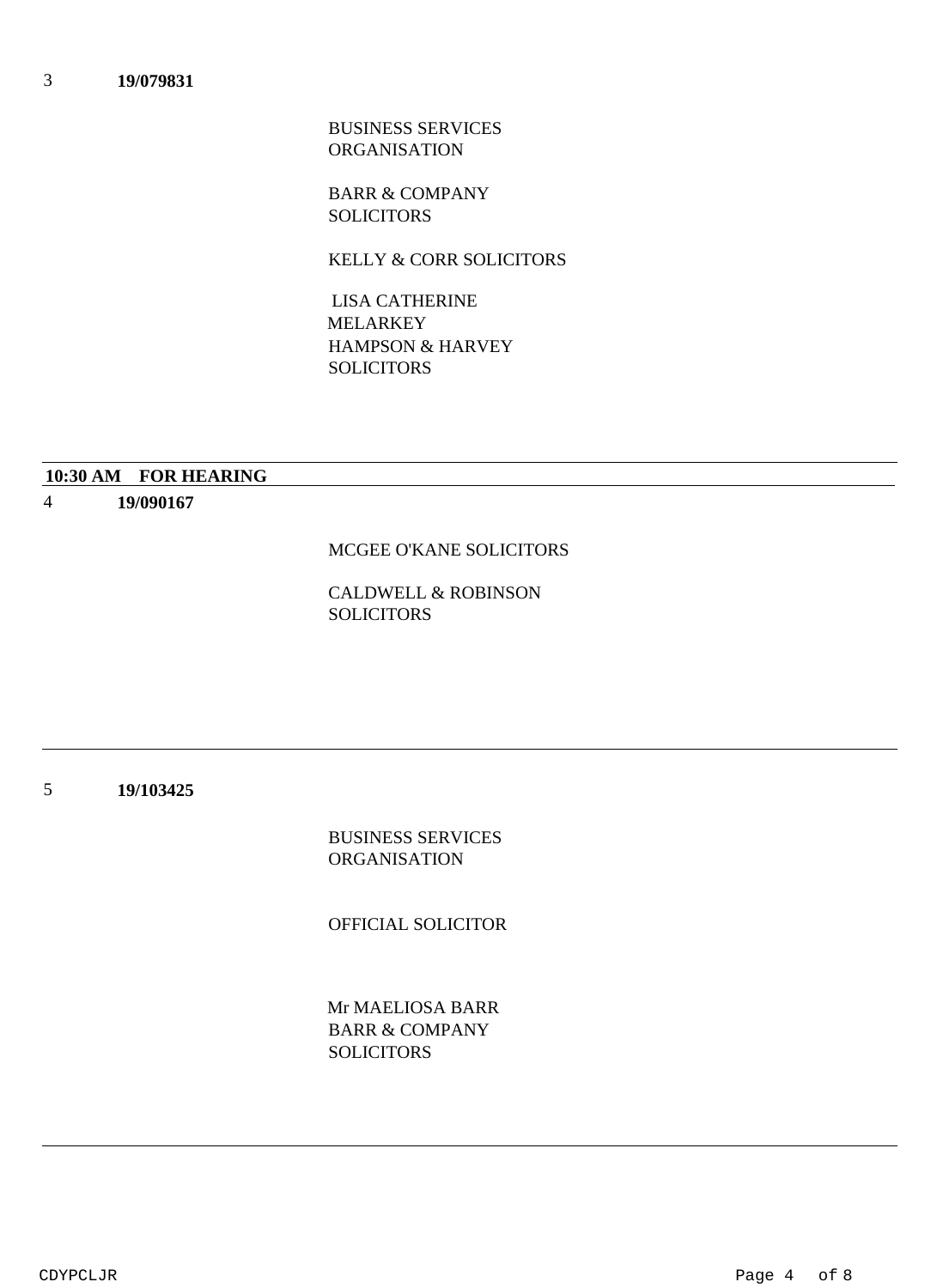3 **19/079831**

BUSINESS SERVICES ORGANISATION

BARR & COMPANY SOLICITORS

KELLY & CORR SOLICITORS

LISA CATHERINE MELARKEY
HAMPSON & HARVEY SOLICITORS

---

**10:30 AM FOR HEARING**

---

4 **19/090167**

MCGEE O'KANE SOLICITORS

CALDWELL & ROBINSON SOLICITORS

---

5 **19/103425**

BUSINESS SERVICES ORGANISATION

OFFICIAL SOLICITOR

Mr MAELIOSA BARR
BARR & COMPANY SOLICITORS

---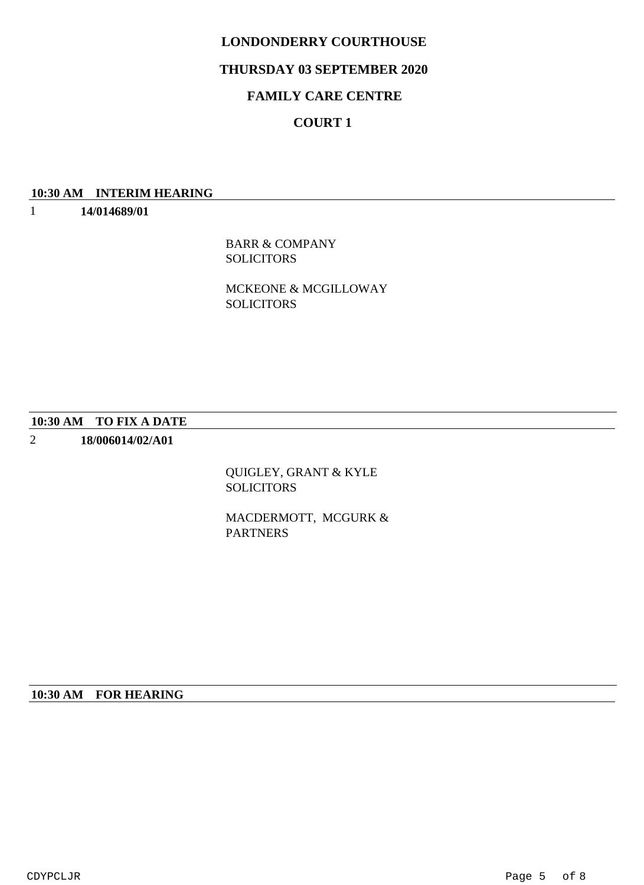# LONDONDERRY COURTHOUSE

## THURSDAY 03 SEPTEMBER 2020

## FAMILY CARE CENTRE

## COURT 1

**10:30 AM INTERIM HEARING**

1 **14/014689/01**

BARR & COMPANY SOLICITORS

MCKEONE & MCGILLOWAY SOLICITORS

**10:30 AM TO FIX A DATE**

2 **18/006014/02/A01**

QUIGLEY, GRANT & KYLE SOLICITORS

MACDERMOTT, MCGURK & PARTNERS

**10:30 AM FOR HEARING**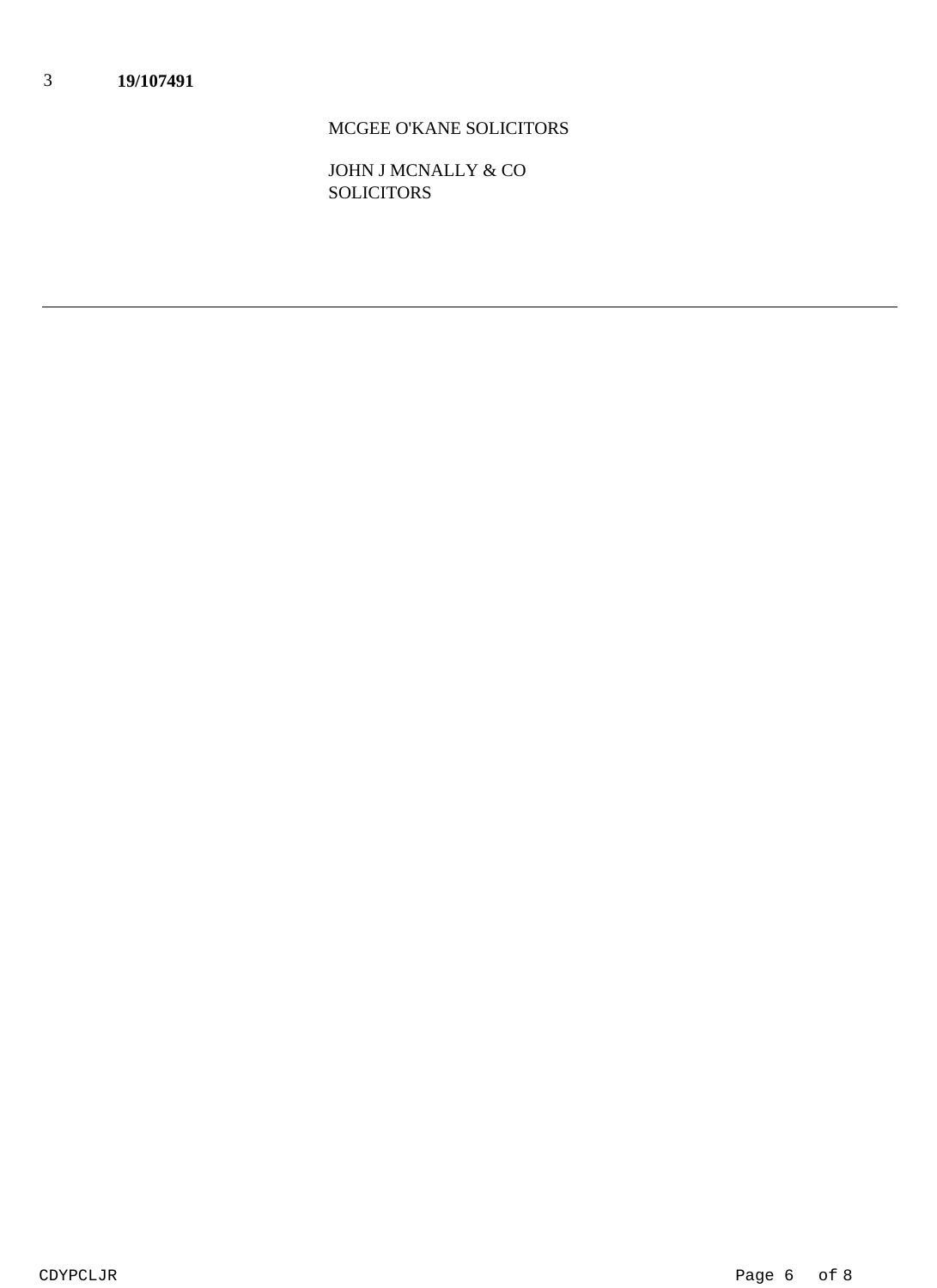3 **19/107491**

MCGEE O'KANE SOLICITORS

JOHN J MCNALLY & CO SOLICITORS

---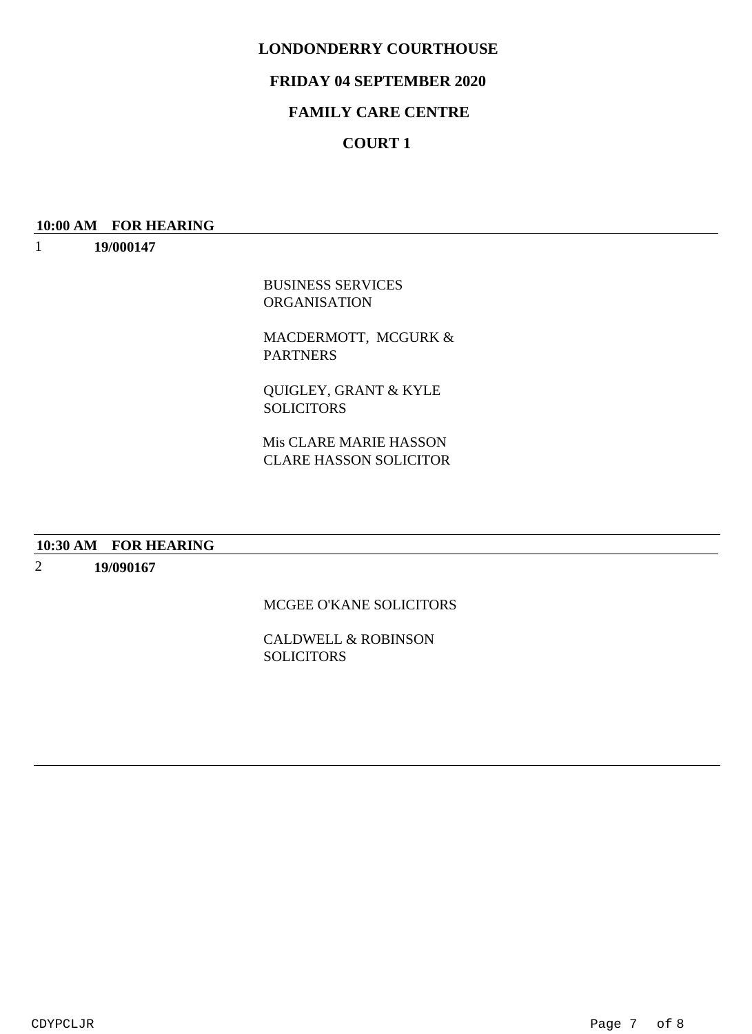**LONDONDERRY COURTHOUSE**

**FRIDAY 04 SEPTEMBER 2020**

**FAMILY CARE CENTRE**

**COURT 1**

**10:00 AM FOR HEARING**

1 **19/000147**

BUSINESS SERVICES ORGANISATION

MACDERMOTT, MCGURK & PARTNERS

QUIGLEY, GRANT & KYLE SOLICITORS

Mis CLARE MARIE HASSON
CLARE HASSON SOLICITOR

**10:30 AM FOR HEARING**

2 **19/090167**

MCGEE O'KANE SOLICITORS

CALDWELL & ROBINSON SOLICITORS

CDYPCLJR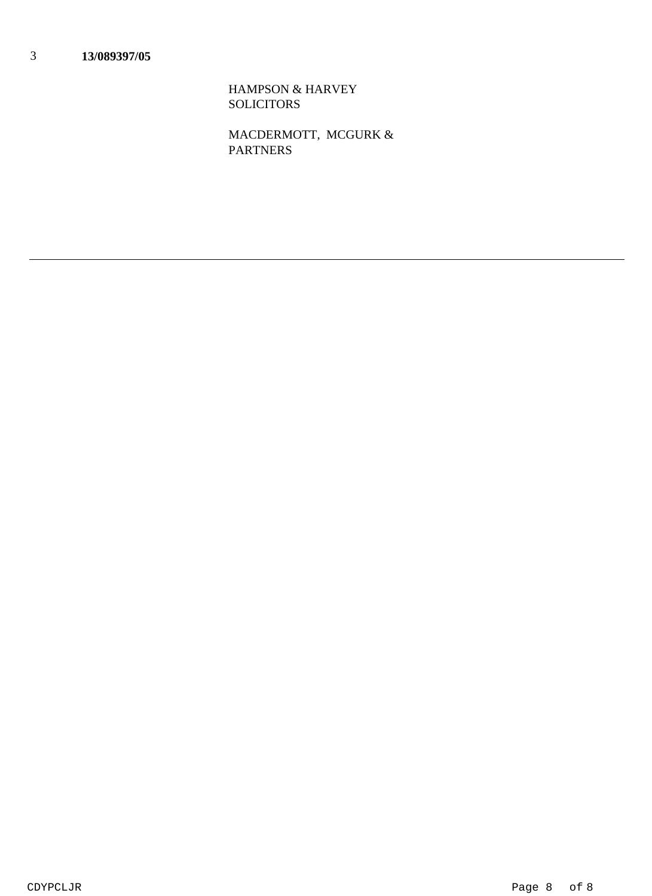3 **13/089397/05**

HAMPSON & HARVEY
SOLICITORS

MACDERMOTT, MCGURK &
PARTNERS

---

CDYPCLJR